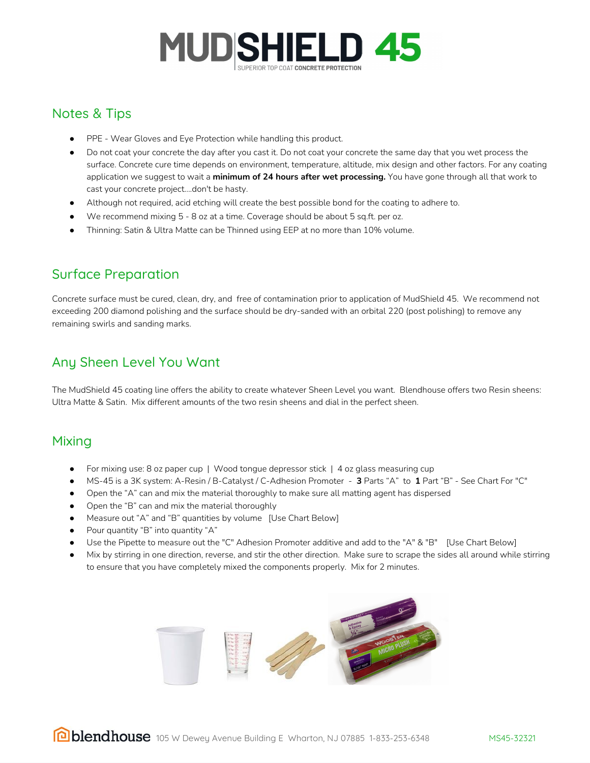# MUDSHIELD 45

SUPERIOR TOP COAT **CONCRETE PROTECTION**

## Notes & Tips

- PPE - Wear Gloves and Eye Protection while handling this product.
- Do not coat your concrete the day after you cast it. Do not coat your concrete the same day that you wet process the surface. Concrete cure time depends on environment, temperature, altitude, mix design and other factors. For any coating application we suggest to wait a **minimum of 24 hours after wet processing.** You have gone through all that work to cast your concrete project....don't be hasty.
- Although not required, acid etching will create the best possible bond for the coating to adhere to.
- We recommend mixing 5 - 8 oz at a time. Coverage should be about 5 sq.ft. per oz.
- Thinning: Satin & Ultra Matte can be Thinned using EEP at no more than 10% volume.

## Surface Preparation

Concrete surface must be cured, clean, dry, and free of contamination prior to application of MudShield 45. We recommend not exceeding 200 diamond polishing and the surface should be dry-sanded with an orbital 220 (post polishing) to remove any remaining swirls and sanding marks.

## Any Sheen Level You Want

The MudShield 45 coating line offers the ability to create whatever Sheen Level you want. Blendhouse offers two Resin sheens: Ultra Matte & Satin. Mix different amounts of the two resin sheens and dial in the perfect sheen.

## Mixing

- For mixing use: 8 oz paper cup | Wood tongue depressor stick | 4 oz glass measuring cup
- MS-45 is a 3K system: A-Resin / B-Catalyst / C-Adhesion Promoter - **3** Parts "A" to **1** Part "B" - See Chart For "C"
- Open the "A" can and mix the material thoroughly to make sure all matting agent has dispersed
- Open the "B" can and mix the material thoroughly
- Measure out "A" and "B" quantities by volume [Use Chart Below]
- Pour quantity "B" into quantity "A"
- Use the Pipette to measure out the "C" Adhesion Promoter additive and add to the "A" & "B" [Use Chart Below]
- Mix by stirring in one direction, reverse, and stir the other direction. Make sure to scrape the sides all around while stirring to ensure that you have completely mixed the components properly. Mix for 2 minutes.

blendhouse 105 W Dewey Avenue Building E Wharton, NJ 07885 1-833-253-6348 MS45-32321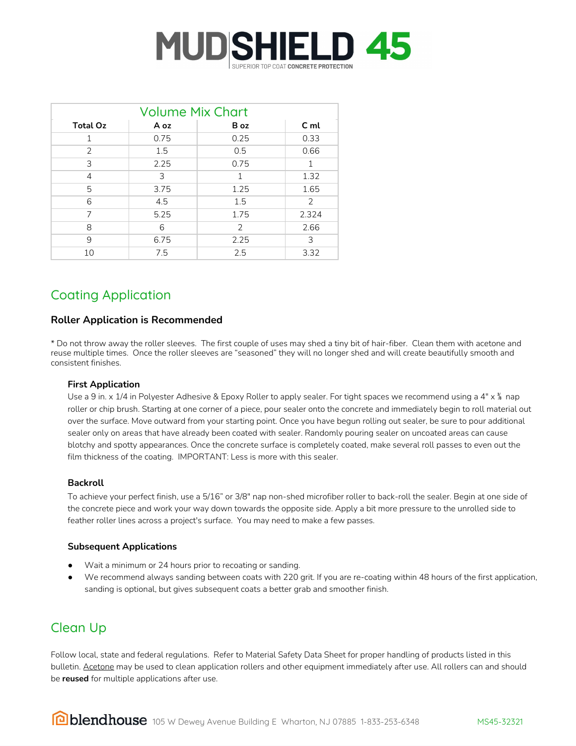# MUDSHIELD 45

SUPERIOR TOP COAT CONCRETE PROTECTION

| Volume Mix Chart | | | |
|---|---|---|---|
| Total Oz | A oz | B oz | C ml |
| 1 | 0.75 | 0.25 | 0.33 |
| 2 | 1.5 | 0.5 | 0.66 |
| 3 | 2.25 | 0.75 | 1 |
| 4 | 3 | 1 | 1.32 |
| 5 | 3.75 | 1.25 | 1.65 |
| 6 | 4.5 | 1.5 | 2 |
| 7 | 5.25 | 1.75 | 2.324 |
| 8 | 6 | 2 | 2.66 |
| 9 | 6.75 | 2.25 | 3 |
| 10 | 7.5 | 2.5 | 3.32 |

## Coating Application

### Roller Application is Recommended

* Do not throw away the roller sleeves. The first couple of uses may shed a tiny bit of hair-fiber. Clean them with acetone and reuse multiple times. Once the roller sleeves are "seasoned" they will no longer shed and will create beautifully smooth and consistent finishes.

#### First Application

Use a 9 in. x 1/4 in Polyester Adhesive & Epoxy Roller to apply sealer. For tight spaces we recommend using a 4" x ⅜ nap roller or chip brush. Starting at one corner of a piece, pour sealer onto the concrete and immediately begin to roll material out over the surface. Move outward from your starting point. Once you have begun rolling out sealer, be sure to pour additional sealer only on areas that have already been coated with sealer. Randomly pouring sealer on uncoated areas can cause blotchy and spotty appearances. Once the concrete surface is completely coated, make several roll passes to even out the film thickness of the coating. IMPORTANT: Less is more with this sealer.

#### Backroll

To achieve your perfect finish, use a 5/16" or 3/8" nap non-shed microfiber roller to back-roll the sealer. Begin at one side of the concrete piece and work your way down towards the opposite side. Apply a bit more pressure to the unrolled side to feather roller lines across a project's surface. You may need to make a few passes.

#### Subsequent Applications

- Wait a minimum or 24 hours prior to recoating or sanding.
- We recommend always sanding between coats with 220 grit. If you are re-coating within 48 hours of the first application, sanding is optional, but gives subsequent coats a better grab and smoother finish.

## Clean Up

Follow local, state and federal regulations. Refer to Material Safety Data Sheet for proper handling of products listed in this bulletin. Acetone may be used to clean application rollers and other equipment immediately after use. All rollers can and should be **reused** for multiple applications after use.

blendhouse 105 W Dewey Avenue Building E Wharton, NJ 07885 1-833-253-6348 MS45-32321